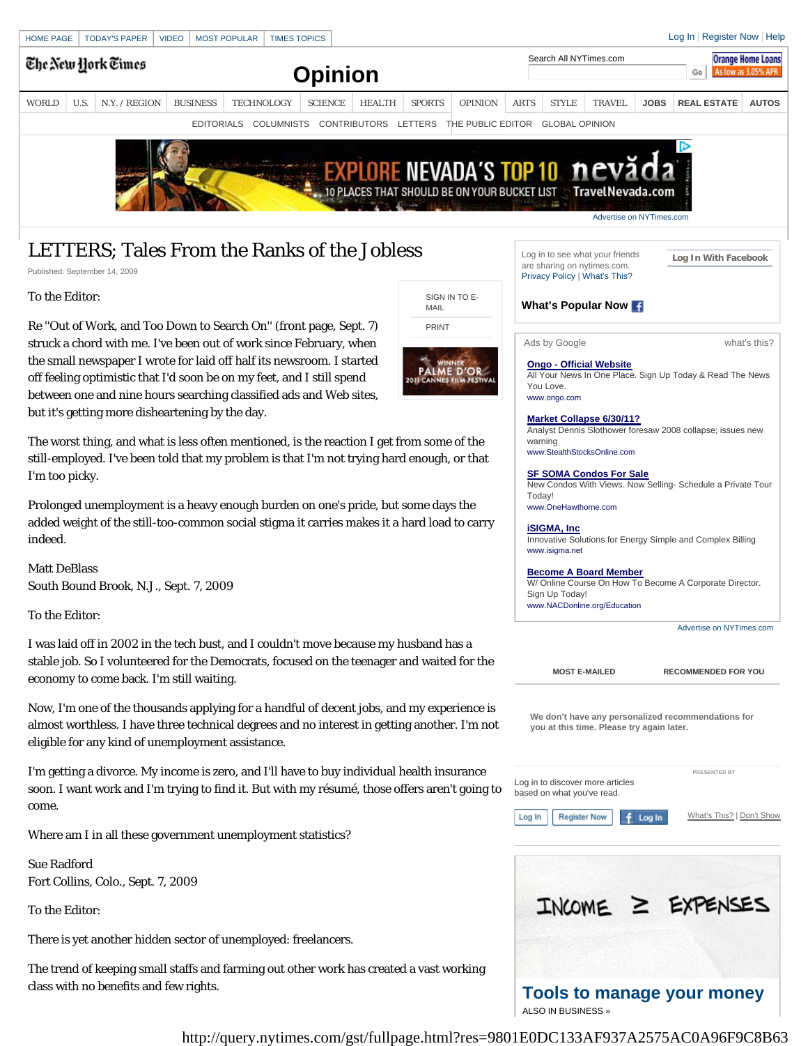# LETTERS; Tales From the Ranks of the Jobless

Published: September 14, 2009

To the Editor:

Re ''Out of Work, and Too Down to Search On'' (front page, Sept. 7) struck a chord with me. I've been out of work since February, when the small newspaper I wrote for laid off half its newsroom. I started off feeling optimistic that I'd soon be on my feet, and I still spend between one and nine hours searching classified ads and Web sites, but it's getting more disheartening by the day.

The worst thing, and what is less often mentioned, is the reaction I get from some of the still-employed. I've been told that my problem is that I'm not trying hard enough, or that I'm too picky.

Prolonged unemployment is a heavy enough burden on one's pride, but some days the added weight of the still-too-common social stigma it carries makes it a hard load to carry indeed.

Matt DeBlass
South Bound Brook, N.J., Sept. 7, 2009

To the Editor:

I was laid off in 2002 in the tech bust, and I couldn't move because my husband has a stable job. So I volunteered for the Democrats, focused on the teenager and waited for the economy to come back. I'm still waiting.

Now, I'm one of the thousands applying for a handful of decent jobs, and my experience is almost worthless. I have three technical degrees and no interest in getting another. I'm not eligible for any kind of unemployment assistance.

I'm getting a divorce. My income is zero, and I'll have to buy individual health insurance soon. I want work and I'm trying to find it. But with my résumé, those offers aren't going to come.

Where am I in all these government unemployment statistics?

Sue Radford
Fort Collins, Colo., Sept. 7, 2009

To the Editor:

There is yet another hidden sector of unemployed: freelancers.

The trend of keeping small staffs and farming out other work has created a vast working class with no benefits and few rights.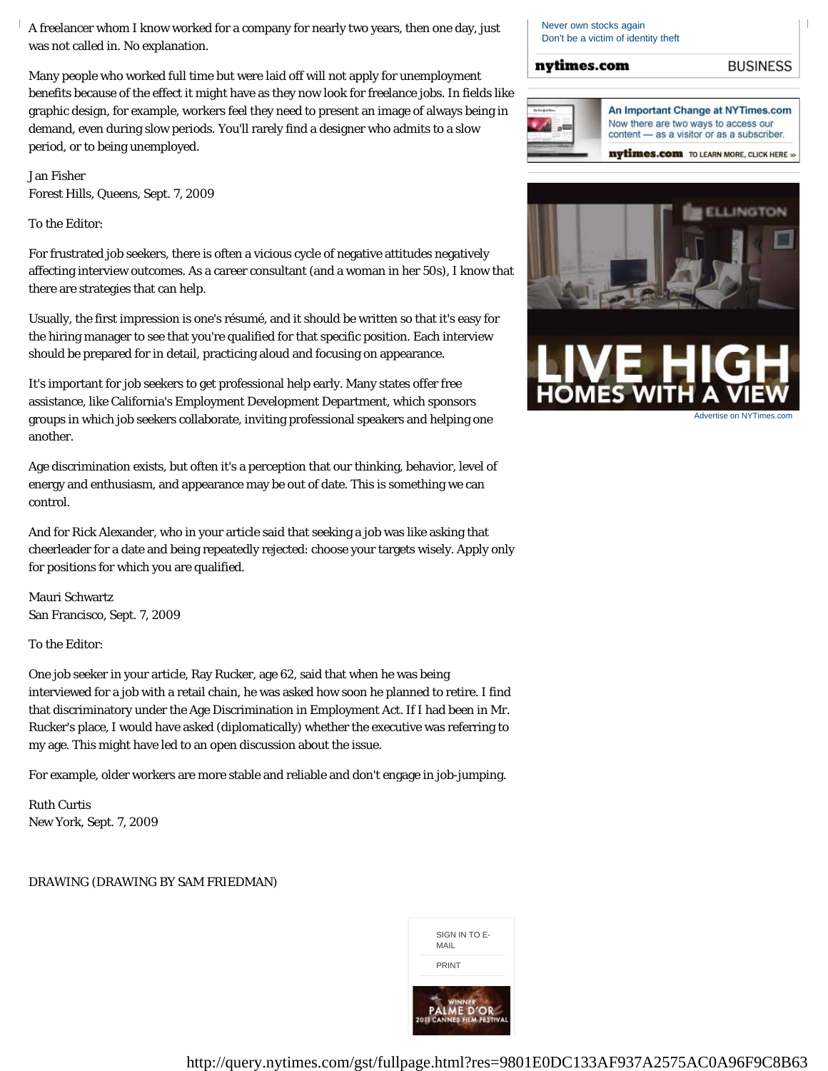A freelancer whom I know worked for a company for nearly two years, then one day, just was not called in. No explanation.

Many people who worked full time but were laid off will not apply for unemployment benefits because of the effect it might have as they now look for freelance jobs. In fields like graphic design, for example, workers feel they need to present an image of always being in demand, even during slow periods. You'll rarely find a designer who admits to a slow period, or to being unemployed.

Jan Fisher
Forest Hills, Queens, Sept. 7, 2009

To the Editor:

For frustrated job seekers, there is often a vicious cycle of negative attitudes negatively affecting interview outcomes. As a career consultant (and a woman in her 50s), I know that there are strategies that can help.

Usually, the first impression is one's résumé, and it should be written so that it's easy for the hiring manager to see that you're qualified for that specific position. Each interview should be prepared for in detail, practicing aloud and focusing on appearance.

It's important for job seekers to get professional help early. Many states offer free assistance, like California's Employment Development Department, which sponsors groups in which job seekers collaborate, inviting professional speakers and helping one another.

Age discrimination exists, but often it's a perception that our thinking, behavior, level of energy and enthusiasm, and appearance may be out of date. This is something we can control.

And for Rick Alexander, who in your article said that seeking a job was like asking that cheerleader for a date and being repeatedly rejected: choose your targets wisely. Apply only for positions for which you are qualified.

Mauri Schwartz
San Francisco, Sept. 7, 2009

To the Editor:

One job seeker in your article, Ray Rucker, age 62, said that when he was being interviewed for a job with a retail chain, he was asked how soon he planned to retire. I find that discriminatory under the Age Discrimination in Employment Act. If I had been in Mr. Rucker's place, I would have asked (diplomatically) whether the executive was referring to my age. This might have led to an open discussion about the issue.

For example, older workers are more stable and reliable and don't engage in job-jumping.

Ruth Curtis
New York, Sept. 7, 2009

DRAWING (DRAWING BY SAM FRIEDMAN)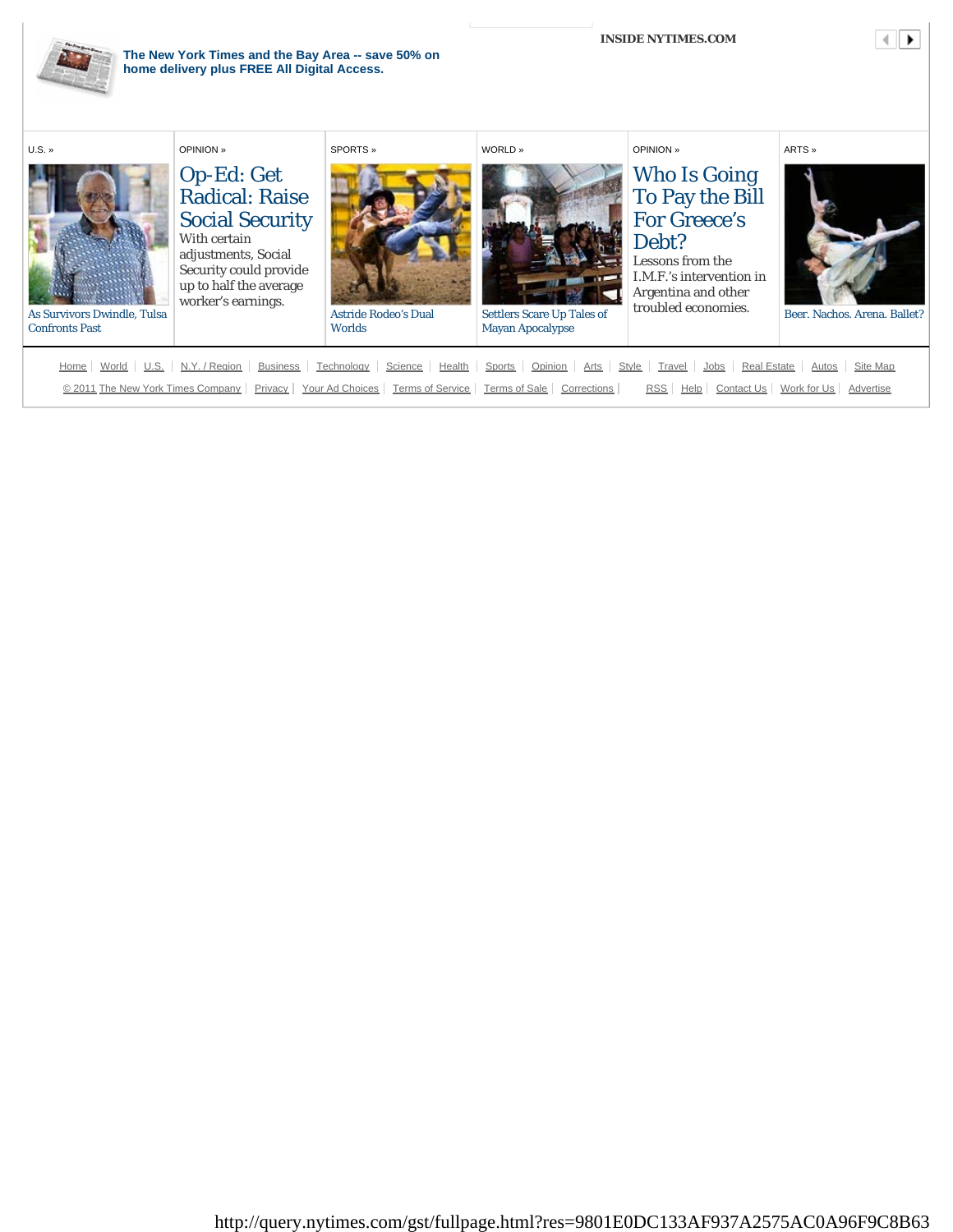The New York Times and the Bay Area -- save 50% on home delivery plus FREE All Digital Access.

INSIDE NYTIMES.COM

U.S. »

As Survivors Dwindle, Tulsa Confronts Past

OPINION »

## Op-Ed: Get Radical: Raise Social Security

With certain adjustments, Social Security could provide up to half the average worker's earnings.

SPORTS »

Astride Rodeo's Dual Worlds

WORLD »

Settlers Scare Up Tales of Mayan Apocalypse

OPINION »

## Who Is Going To Pay the Bill For Greece's Debt?

Lessons from the I.M.F.'s intervention in Argentina and other troubled economies.

ARTS »

Beer. Nachos. Arena. Ballet?

Home | World | U.S. | N.Y. / Region | Business | Technology | Science | Health | Sports | Opinion | Arts | Style | Travel | Jobs | Real Estate | Autos | Site Map

© 2011 The New York Times Company | Privacy | Your Ad Choices | Terms of Service | Terms of Sale | Corrections | RSS | Help | Contact Us | Work for Us | Advertise